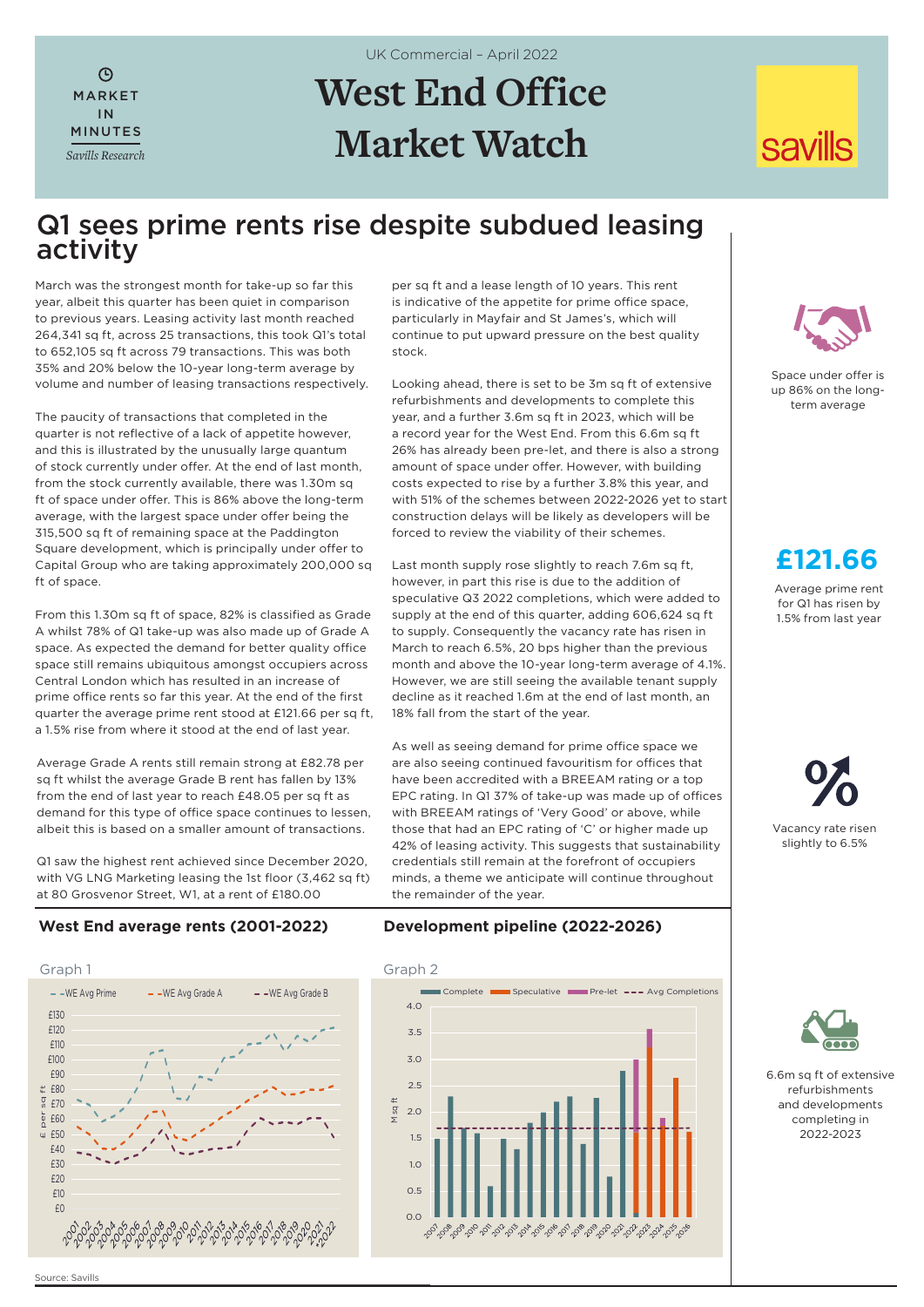UK Commercial – April 2022

MARKET IN MINUTES

*Savills Research*

# West End Office Market Watch

savills

## Q1 sees prime rents rise despite subdued leasing activity

March was the strongest month for take-up so far this year, albeit this quarter has been quiet in comparison to previous years. Leasing activity last month reached 264,341 sq ft, across 25 transactions, this took Q1's total to 652,105 sq ft across 79 transactions. This was both 35% and 20% below the 10-year long-term average by volume and number of leasing transactions respectively.

The paucity of transactions that completed in the quarter is not reflective of a lack of appetite however, and this is illustrated by the unusually large quantum of stock currently under offer. At the end of last month, from the stock currently available, there was 1.30m sq ft of space under offer. This is 86% above the long-term average, with the largest space under offer being the 315,500 sq ft of remaining space at the Paddington Square development, which is principally under offer to Capital Group who are taking approximately 200,000 sq ft of space.

From this 1.30m sq ft of space, 82% is classified as Grade A whilst 78% of Q1 take-up was also made up of Grade A space. As expected the demand for better quality office space still remains ubiquitous amongst occupiers across Central London which has resulted in an increase of prime office rents so far this year. At the end of the first quarter the average prime rent stood at £121.66 per sq ft, a 1.5% rise from where it stood at the end of last year.

Average Grade A rents still remain strong at £82.78 per sq ft whilst the average Grade B rent has fallen by 13% from the end of last year to reach £48.05 per sq ft as demand for this type of office space continues to lessen, albeit this is based on a smaller amount of transactions.

Q1 saw the highest rent achieved since December 2020, with VG LNG Marketing leasing the 1st floor (3,462 sq ft) at 80 Grosvenor Street, W1, at a rent of £180.00 per sq ft and a lease length of 10 years. This rent is indicative of the appetite for prime office space, particularly in Mayfair and St James's, which will continue to put upward pressure on the best quality stock.

Looking ahead, there is set to be 3m sq ft of extensive refurbishments and developments to complete this year, and a further 3.6m sq ft in 2023, which will be a record year for the West End. From this 6.6m sq ft 26% has already been pre-let, and there is also a strong amount of space under offer. However, with building costs expected to rise by a further 3.8% this year, and with 51% of the schemes between 2022-2026 yet to start construction delays will be likely as developers will be forced to review the viability of their schemes.

Last month supply rose slightly to reach 7.6m sq ft, however, in part this rise is due to the addition of speculative Q3 2022 completions, which were added to supply at the end of this quarter, adding 606,624 sq ft to supply. Consequently the vacancy rate has risen in March to reach 6.5%, 20 bps higher than the previous month and above the 10-year long-term average of 4.1%. However, we are still seeing the available tenant supply decline as it reached 1.6m at the end of last month, an 18% fall from the start of the year.

As well as seeing demand for prime office space we are also seeing continued favouritism for offices that have been accredited with a BREEAM rating or a top EPC rating. In Q1 37% of take-up was made up of offices with BREEAM ratings of 'Very Good' or above, while those that had an EPC rating of 'C' or higher made up 42% of leasing activity. This suggests that sustainability credentials still remain at the forefront of occupiers minds, a theme we anticipate will continue throughout the remainder of the year.

Space under offer is up 86% on the long-term average

**£121.66**

Average prime rent for Q1 has risen by 1.5% from last year

Vacancy rate risen slightly to 6.5%

6.6m sq ft of extensive refurbishments and developments completing in 2022-2023

### West End average rents (2001-2022)

Graph 1

### Development pipeline (2022-2026)

Graph 2

Source: Savills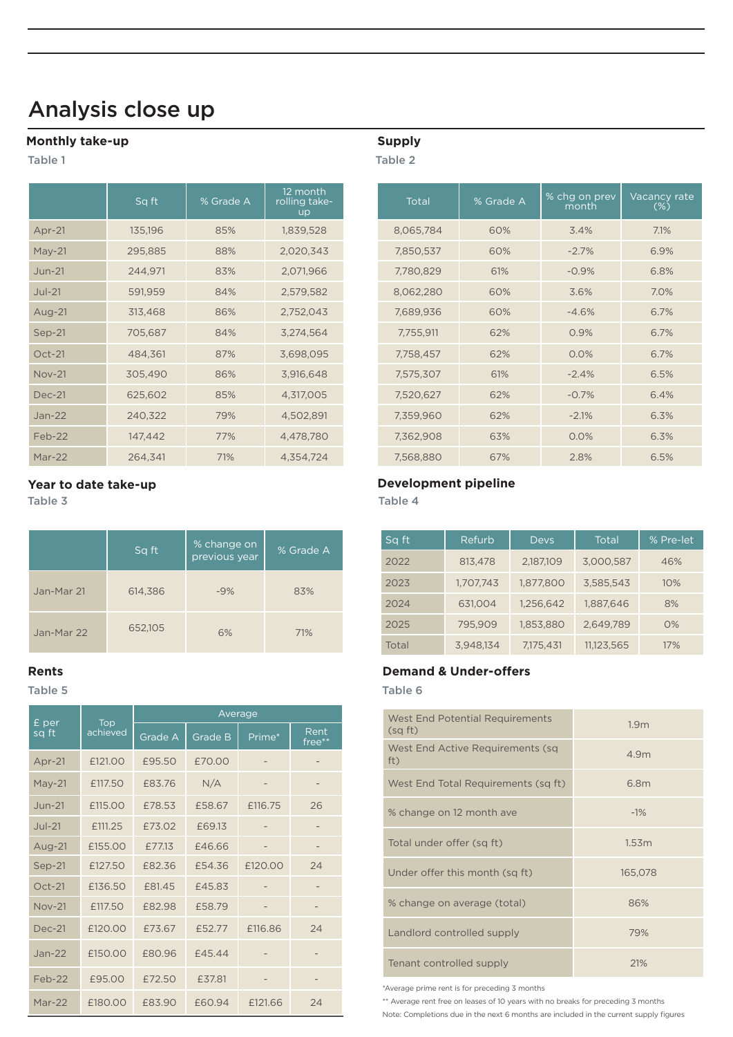# Analysis close up

## Monthly take-up

Table 1

| | Sq ft | % Grade A | 12 month rolling take-up |
|---|---|---|---|
| Apr-21 | 135,196 | 85% | 1,839,528 |
| May-21 | 295,885 | 88% | 2,020,343 |
| Jun-21 | 244,971 | 83% | 2,071,966 |
| Jul-21 | 591,959 | 84% | 2,579,582 |
| Aug-21 | 313,468 | 86% | 2,752,043 |
| Sep-21 | 705,687 | 84% | 3,274,564 |
| Oct-21 | 484,361 | 87% | 3,698,095 |
| Nov-21 | 305,490 | 86% | 3,916,648 |
| Dec-21 | 625,602 | 85% | 4,317,005 |
| Jan-22 | 240,322 | 79% | 4,502,891 |
| Feb-22 | 147,442 | 77% | 4,478,780 |
| Mar-22 | 264,341 | 71% | 4,354,724 |

## Supply

Table 2

| Total | % Grade A | % chg on prev month | Vacancy rate (%) |
|---|---|---|---|
| 8,065,784 | 60% | 3.4% | 7.1% |
| 7,850,537 | 60% | -2.7% | 6.9% |
| 7,780,829 | 61% | -0.9% | 6.8% |
| 8,062,280 | 60% | 3.6% | 7.0% |
| 7,689,936 | 60% | -4.6% | 6.7% |
| 7,755,911 | 62% | 0.9% | 6.7% |
| 7,758,457 | 62% | 0.0% | 6.7% |
| 7,575,307 | 61% | -2.4% | 6.5% |
| 7,520,627 | 62% | -0.7% | 6.4% |
| 7,359,960 | 62% | -2.1% | 6.3% |
| 7,362,908 | 63% | 0.0% | 6.3% |
| 7,568,880 | 67% | 2.8% | 6.5% |

## Year to date take-up

Table 3

| | Sq ft | % change on previous year | % Grade A |
|---|---|---|---|
| Jan-Mar 21 | 614,386 | -9% | 83% |
| Jan-Mar 22 | 652,105 | 6% | 71% |

## Development pipeline

Table 4

| Sq ft | Refurb | Devs | Total | % Pre-let |
|---|---|---|---|---|
| 2022 | 813,478 | 2,187,109 | 3,000,587 | 46% |
| 2023 | 1,707,743 | 1,877,800 | 3,585,543 | 10% |
| 2024 | 631,004 | 1,256,642 | 1,887,646 | 8% |
| 2025 | 795,909 | 1,853,880 | 2,649,789 | 0% |
| Total | 3,948,134 | 7,175,431 | 11,123,565 | 17% |

## Rents

Table 5

| £ per sq ft | Top achieved | Average | | | |
|---|---|---|---|---|---|
| | | Grade A | Grade B | Prime* | Rent free** |
| Apr-21 | £121.00 | £95.50 | £70.00 | - | - |
| May-21 | £117.50 | £83.76 | N/A | - | - |
| Jun-21 | £115.00 | £78.53 | £58.67 | £116.75 | 26 |
| Jul-21 | £111.25 | £73.02 | £69.13 | - | - |
| Aug-21 | £155.00 | £77.13 | £46.66 | - | - |
| Sep-21 | £127.50 | £82.36 | £54.36 | £120.00 | 24 |
| Oct-21 | £136.50 | £81.45 | £45.83 | - | - |
| Nov-21 | £117.50 | £82.98 | £58.79 | - | - |
| Dec-21 | £120.00 | £73.67 | £52.77 | £116.86 | 24 |
| Jan-22 | £150.00 | £80.96 | £45.44 | - | - |
| Feb-22 | £95.00 | £72.50 | £37.81 | - | - |
| Mar-22 | £180.00 | £83.90 | £60.94 | £121.66 | 24 |

## Demand & Under-offers

Table 6

| | |
|---|---|
| West End Potential Requirements (sq ft) | 1.9m |
| West End Active Requirements (sq ft) | 4.9m |
| West End Total Requirements (sq ft) | 6.8m |
| % change on 12 month ave | -1% |
| Total under offer (sq ft) | 1.53m |
| Under offer this month (sq ft) | 165,078 |
| % change on average (total) | 86% |
| Landlord controlled supply | 79% |
| Tenant controlled supply | 21% |

*Average prime rent is for preceding 3 months

** Average rent free on leases of 10 years with no breaks for preceding 3 months

Note: Completions due in the next 6 months are included in the current supply figures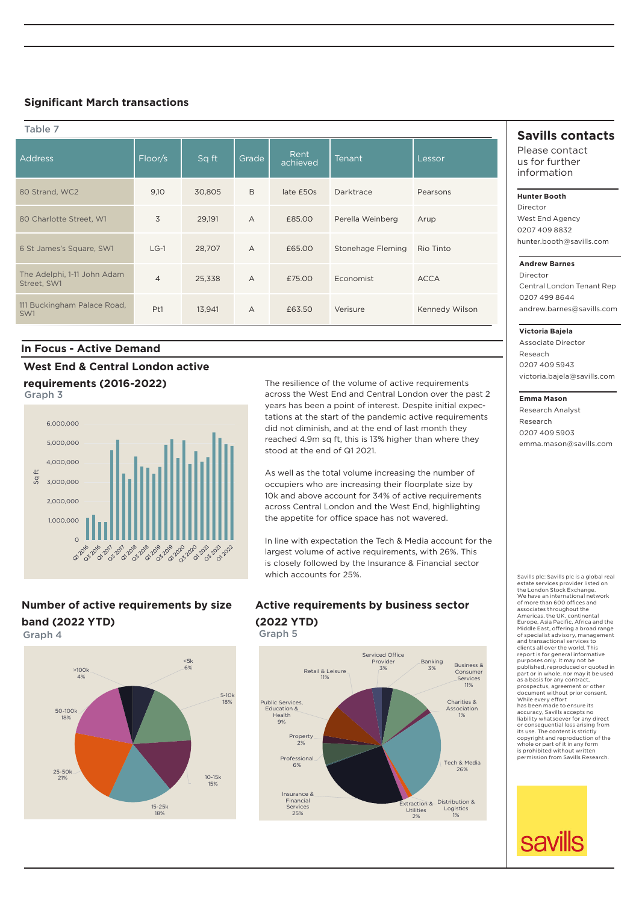## Significant March transactions

Table 7

| Address | Floor/s | Sq ft | Grade | Rent achieved | Tenant | Lessor |
|---|---|---|---|---|---|---|
| 80 Strand, WC2 | 9,10 | 30,805 | B | late £50s | Darktrace | Pearsons |
| 80 Charlotte Street, W1 | 3 | 29,191 | A | £85.00 | Perella Weinberg | Arup |
| 6 St James's Square, SW1 | LG-1 | 28,707 | A | £65.00 | Stonehage Fleming | Rio Tinto |
| The Adelphi, 1-11 John Adam Street, SW1 | 4 | 25,338 | A | £75.00 | Economist | ACCA |
| 111 Buckingham Palace Road, SW1 | Pt1 | 13,941 | A | £63.50 | Verisure | Kennedy Wilson |

## In Focus - Active Demand

### West End & Central London active requirements (2016-2022)

Graph 3

Sq ft
6,000,000
5,000,000
4,000,000
3,000,000
2,000,000
1,000,000
0
Q1 2016, Q3 2016, Q1 2017, Q3 2017, Q1 2018, Q3 2018, Q1 2019, Q3 2019, Q1 2020, Q3 2020, Q1 2021, Q3 2021, Q1 2022

The resilience of the volume of active requirements across the West End and Central London over the past 2 years has been a point of interest. Despite initial expectations at the start of the pandemic active requirements did not diminish, and at the end of last month they reached 4.9m sq ft, this is 13% higher than where they stood at the end of Q1 2021.

As well as the total volume increasing the number of occupiers who are increasing their floorplate size by 10k and above account for 34% of active requirements across Central London and the West End, highlighting the appetite for office space has not wavered.

In line with expectation the Tech & Media account for the largest volume of active requirements, with 26%. This is closely followed by the Insurance & Financial sector which accounts for 25%.

### Number of active requirements by size band (2022 YTD)

Graph 4

<5k 6%
5-10k 18%
10-15k 15%
15-25k 18%
25-50k 21%
50-100k 18%
>100k 4%

### Active requirements by business sector (2022 YTD)

Graph 5

Serviced Office Provider 3%
Banking 3%
Business & Consumer Services 11%
Charities & Association 1%
Tech & Media 26%
Distribution & Logistics 1%
Extraction & Utilities 2%
Insurance & Financial Services 25%
Professional 6%
Property 2%
Public Services, Education & Health 9%
Retail & Leisure 11%

## Savills contacts

Please contact us for further information

**Hunter Booth**
Director
West End Agency
0207 409 8832
hunter.booth@savills.com

**Andrew Barnes**
Director
Central London Tenant Rep
0207 499 8644
andrew.barnes@savills.com

**Victoria Bajela**
Associate Director
Reseach
0207 409 5943
victoria.bajela@savills.com

**Emma Mason**
Research Analyst
Research
0207 409 5903
emma.mason@savills.com

Savills plc: Savills plc is a global real estate services provider listed on the London Stock Exchange. We have an international network of more than 600 offices and associates throughout the Americas, the UK, continental Europe, Asia Pacific, Africa and the Middle East, offering a broad range of specialist advisory, management and transactional services to clients all over the world. This report is for general informative purposes only. It may not be published, reproduced or quoted in part or in whole, nor may it be used as a basis for any contract, prospectus, agreement or other document without prior consent. While every effort has been made to ensure its accuracy, Savills accepts no liability whatsoever for any direct or consequential loss arising from its use. The content is strictly copyright and reproduction of the whole or part of it in any form is prohibited without written permission from Savills Research.